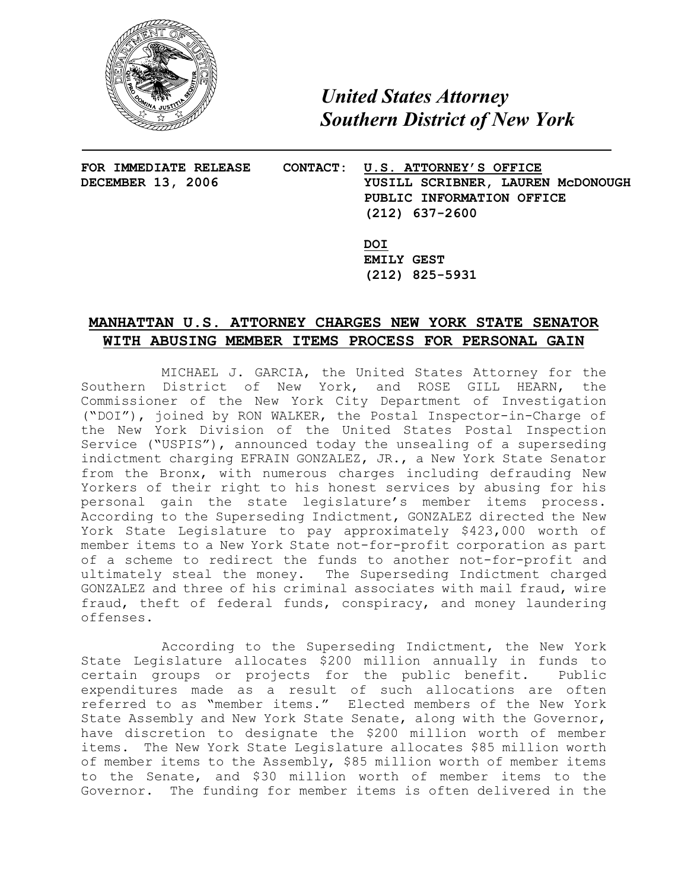*United States Attorney*
*Southern District of New York*

---

**FOR IMMEDIATE RELEASE**
**DECEMBER 13, 2006**

**CONTACT:** **U.S. ATTORNEY'S OFFICE**
**YUSILL SCRIBNER, LAUREN McDONOUGH**
**PUBLIC INFORMATION OFFICE**
**(212) 637-2600**

**DOI**
**EMILY GEST**
**(212) 825-5931**

## MANHATTAN U.S. ATTORNEY CHARGES NEW YORK STATE SENATOR WITH ABUSING MEMBER ITEMS PROCESS FOR PERSONAL GAIN

MICHAEL J. GARCIA, the United States Attorney for the Southern District of New York, and ROSE GILL HEARN, the Commissioner of the New York City Department of Investigation ("DOI"), joined by RON WALKER, the Postal Inspector-in-Charge of the New York Division of the United States Postal Inspection Service ("USPIS"), announced today the unsealing of a superseding indictment charging EFRAIN GONZALEZ, JR., a New York State Senator from the Bronx, with numerous charges including defrauding New Yorkers of their right to his honest services by abusing for his personal gain the state legislature's member items process. According to the Superseding Indictment, GONZALEZ directed the New York State Legislature to pay approximately $423,000 worth of member items to a New York State not-for-profit corporation as part of a scheme to redirect the funds to another not-for-profit and ultimately steal the money. The Superseding Indictment charged GONZALEZ and three of his criminal associates with mail fraud, wire fraud, theft of federal funds, conspiracy, and money laundering offenses.

According to the Superseding Indictment, the New York State Legislature allocates $200 million annually in funds to certain groups or projects for the public benefit. Public expenditures made as a result of such allocations are often referred to as "member items." Elected members of the New York State Assembly and New York State Senate, along with the Governor, have discretion to designate the $200 million worth of member items. The New York State Legislature allocates $85 million worth of member items to the Assembly, $85 million worth of member items to the Senate, and $30 million worth of member items to the Governor. The funding for member items is often delivered in the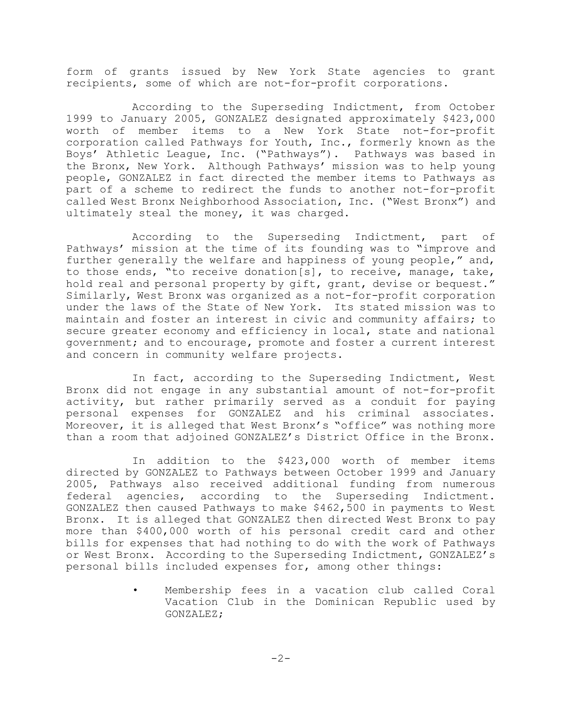form of grants issued by New York State agencies to grant recipients, some of which are not-for-profit corporations.

According to the Superseding Indictment, from October 1999 to January 2005, GONZALEZ designated approximately $423,000 worth of member items to a New York State not-for-profit corporation called Pathways for Youth, Inc., formerly known as the Boys' Athletic League, Inc. ("Pathways"). Pathways was based in the Bronx, New York. Although Pathways' mission was to help young people, GONZALEZ in fact directed the member items to Pathways as part of a scheme to redirect the funds to another not-for-profit called West Bronx Neighborhood Association, Inc. ("West Bronx") and ultimately steal the money, it was charged.

According to the Superseding Indictment, part of Pathways' mission at the time of its founding was to "improve and further generally the welfare and happiness of young people," and, to those ends, "to receive donation[s], to receive, manage, take, hold real and personal property by gift, grant, devise or bequest." Similarly, West Bronx was organized as a not-for-profit corporation under the laws of the State of New York. Its stated mission was to maintain and foster an interest in civic and community affairs; to secure greater economy and efficiency in local, state and national government; and to encourage, promote and foster a current interest and concern in community welfare projects.

In fact, according to the Superseding Indictment, West Bronx did not engage in any substantial amount of not-for-profit activity, but rather primarily served as a conduit for paying personal expenses for GONZALEZ and his criminal associates. Moreover, it is alleged that West Bronx's "office" was nothing more than a room that adjoined GONZALEZ's District Office in the Bronx.

In addition to the $423,000 worth of member items directed by GONZALEZ to Pathways between October 1999 and January 2005, Pathways also received additional funding from numerous federal agencies, according to the Superseding Indictment. GONZALEZ then caused Pathways to make $462,500 in payments to West Bronx. It is alleged that GONZALEZ then directed West Bronx to pay more than $400,000 worth of his personal credit card and other bills for expenses that had nothing to do with the work of Pathways or West Bronx. According to the Superseding Indictment, GONZALEZ's personal bills included expenses for, among other things:

- Membership fees in a vacation club called Coral Vacation Club in the Dominican Republic used by GONZALEZ;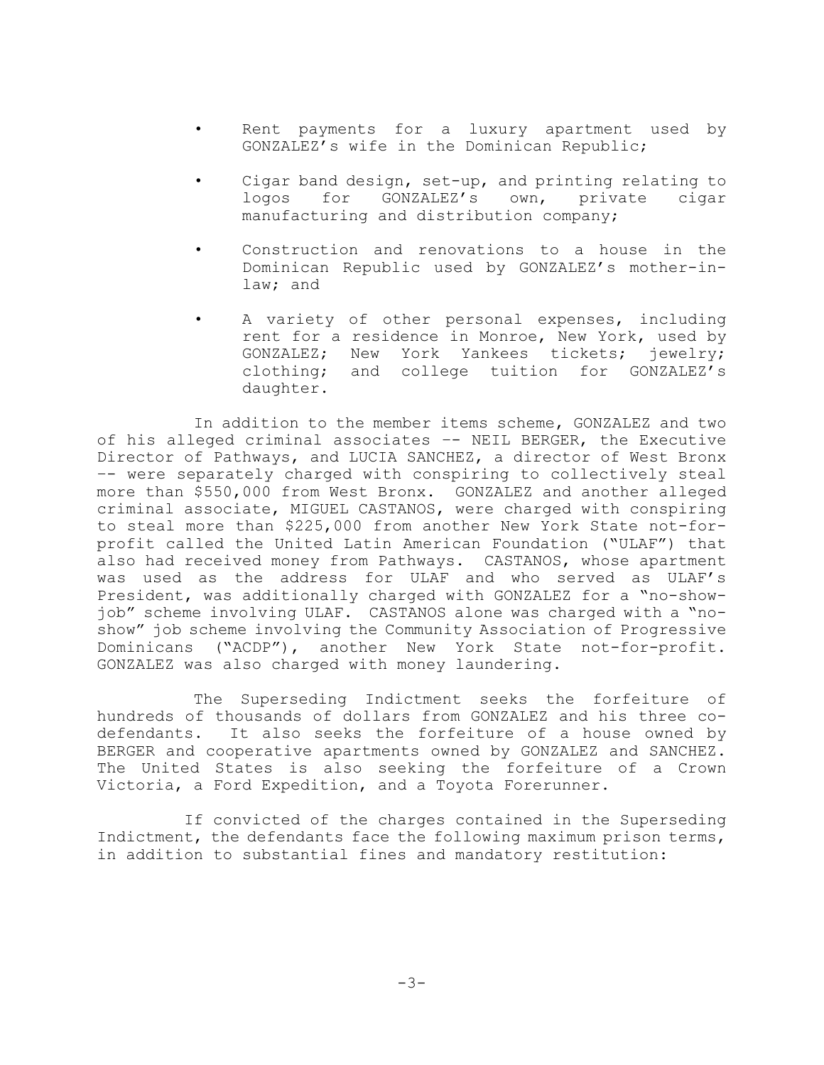- Rent payments for a luxury apartment used by GONZALEZ's wife in the Dominican Republic;
- Cigar band design, set-up, and printing relating to logos for GONZALEZ's own, private cigar manufacturing and distribution company;
- Construction and renovations to a house in the Dominican Republic used by GONZALEZ's mother-in-law; and
- A variety of other personal expenses, including rent for a residence in Monroe, New York, used by GONZALEZ; New York Yankees tickets; jewelry; clothing; and college tuition for GONZALEZ's daughter.

In addition to the member items scheme, GONZALEZ and two of his alleged criminal associates -- NEIL BERGER, the Executive Director of Pathways, and LUCIA SANCHEZ, a director of West Bronx -- were separately charged with conspiring to collectively steal more than $550,000 from West Bronx. GONZALEZ and another alleged criminal associate, MIGUEL CASTANOS, were charged with conspiring to steal more than $225,000 from another New York State not-for-profit called the United Latin American Foundation ("ULAF") that also had received money from Pathways. CASTANOS, whose apartment was used as the address for ULAF and who served as ULAF's President, was additionally charged with GONZALEZ for a "no-show-job" scheme involving ULAF. CASTANOS alone was charged with a "no-show" job scheme involving the Community Association of Progressive Dominicans ("ACDP"), another New York State not-for-profit. GONZALEZ was also charged with money laundering.

The Superseding Indictment seeks the forfeiture of hundreds of thousands of dollars from GONZALEZ and his three co-defendants. It also seeks the forfeiture of a house owned by BERGER and cooperative apartments owned by GONZALEZ and SANCHEZ. The United States is also seeking the forfeiture of a Crown Victoria, a Ford Expedition, and a Toyota Forerunner.

If convicted of the charges contained in the Superseding Indictment, the defendants face the following maximum prison terms, in addition to substantial fines and mandatory restitution: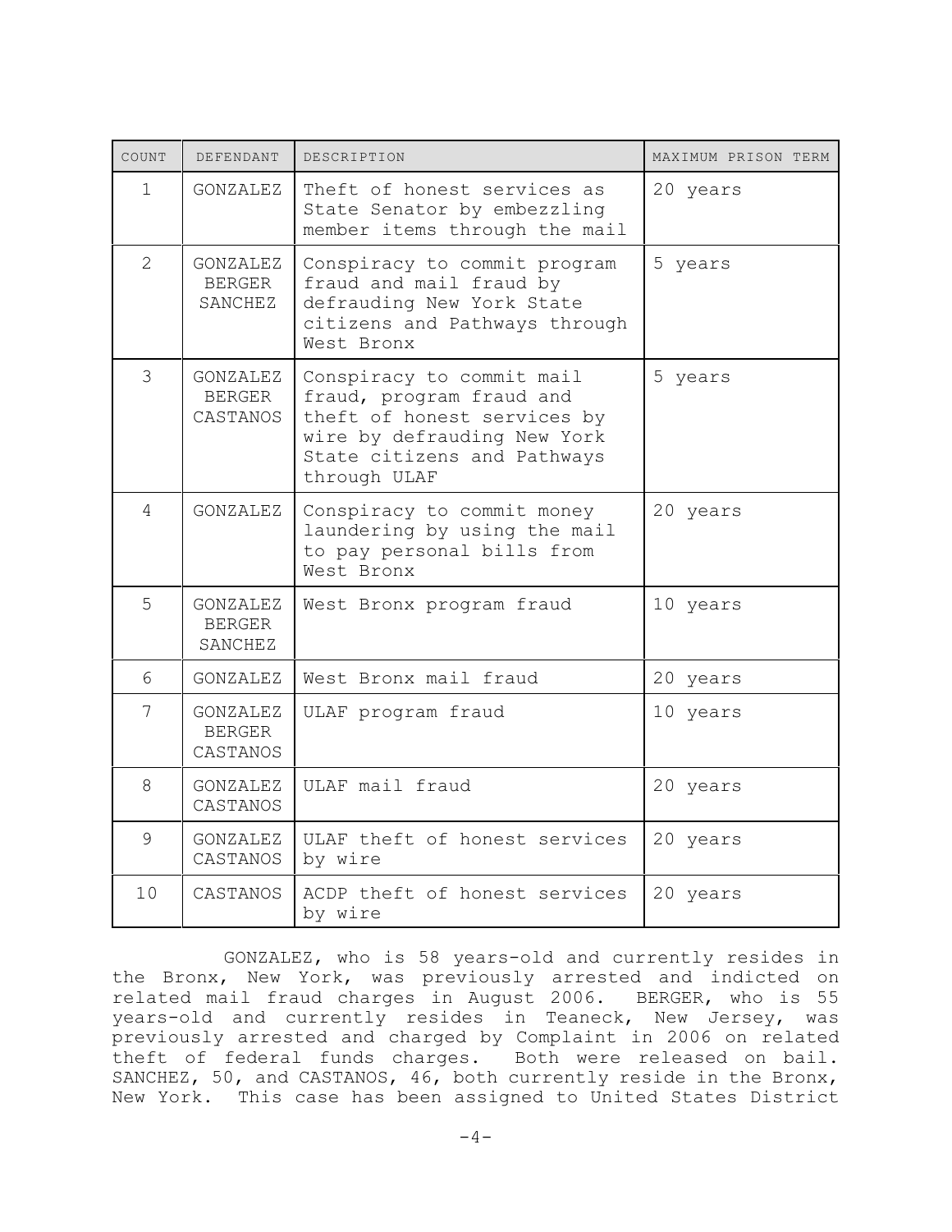| COUNT | DEFENDANT | DESCRIPTION | MAXIMUM PRISON TERM |
|---|---|---|---|
| 1 | GONZALEZ | Theft of honest services as State Senator by embezzling member items through the mail | 20 years |
| 2 | GONZALEZ BERGER SANCHEZ | Conspiracy to commit program fraud and mail fraud by defrauding New York State citizens and Pathways through West Bronx | 5 years |
| 3 | GONZALEZ BERGER CASTANOS | Conspiracy to commit mail fraud, program fraud and theft of honest services by wire by defrauding New York State citizens and Pathways through ULAF | 5 years |
| 4 | GONZALEZ | Conspiracy to commit money laundering by using the mail to pay personal bills from West Bronx | 20 years |
| 5 | GONZALEZ BERGER SANCHEZ | West Bronx program fraud | 10 years |
| 6 | GONZALEZ | West Bronx mail fraud | 20 years |
| 7 | GONZALEZ BERGER CASTANOS | ULAF program fraud | 10 years |
| 8 | GONZALEZ CASTANOS | ULAF mail fraud | 20 years |
| 9 | GONZALEZ CASTANOS | ULAF theft of honest services by wire | 20 years |
| 10 | CASTANOS | ACDP theft of honest services by wire | 20 years |

GONZALEZ, who is 58 years-old and currently resides in the Bronx, New York, was previously arrested and indicted on related mail fraud charges in August 2006. BERGER, who is 55 years-old and currently resides in Teaneck, New Jersey, was previously arrested and charged by Complaint in 2006 on related theft of federal funds charges. Both were released on bail. SANCHEZ, 50, and CASTANOS, 46, both currently reside in the Bronx, New York. This case has been assigned to United States District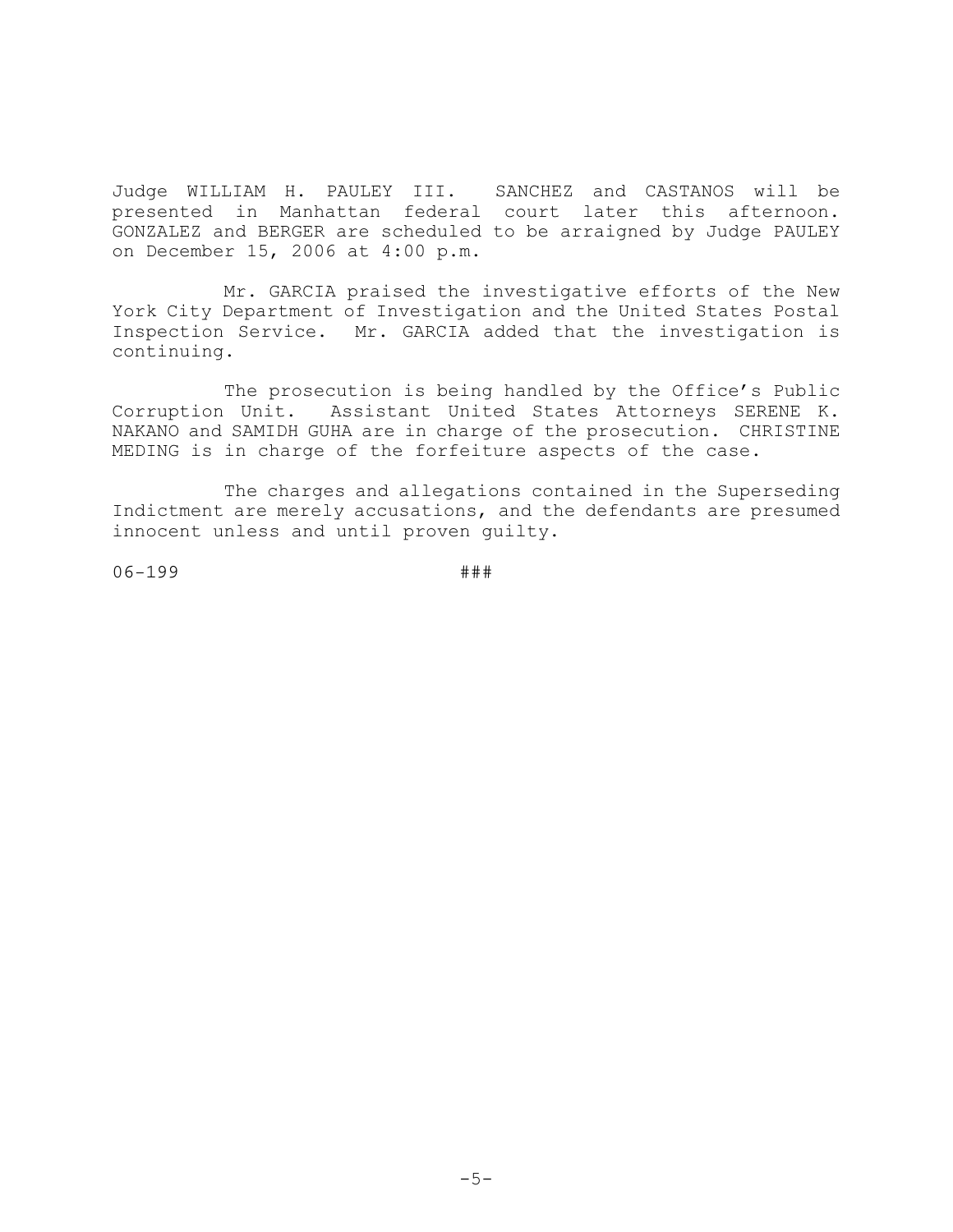Judge WILLIAM H. PAULEY III. SANCHEZ and CASTANOS will be presented in Manhattan federal court later this afternoon. GONZALEZ and BERGER are scheduled to be arraigned by Judge PAULEY on December 15, 2006 at 4:00 p.m.

Mr. GARCIA praised the investigative efforts of the New York City Department of Investigation and the United States Postal Inspection Service. Mr. GARCIA added that the investigation is continuing.

The prosecution is being handled by the Office's Public Corruption Unit. Assistant United States Attorneys SERENE K. NAKANO and SAMIDH GUHA are in charge of the prosecution. CHRISTINE MEDING is in charge of the forfeiture aspects of the case.

The charges and allegations contained in the Superseding Indictment are merely accusations, and the defendants are presumed innocent unless and until proven guilty.

06-199 ###